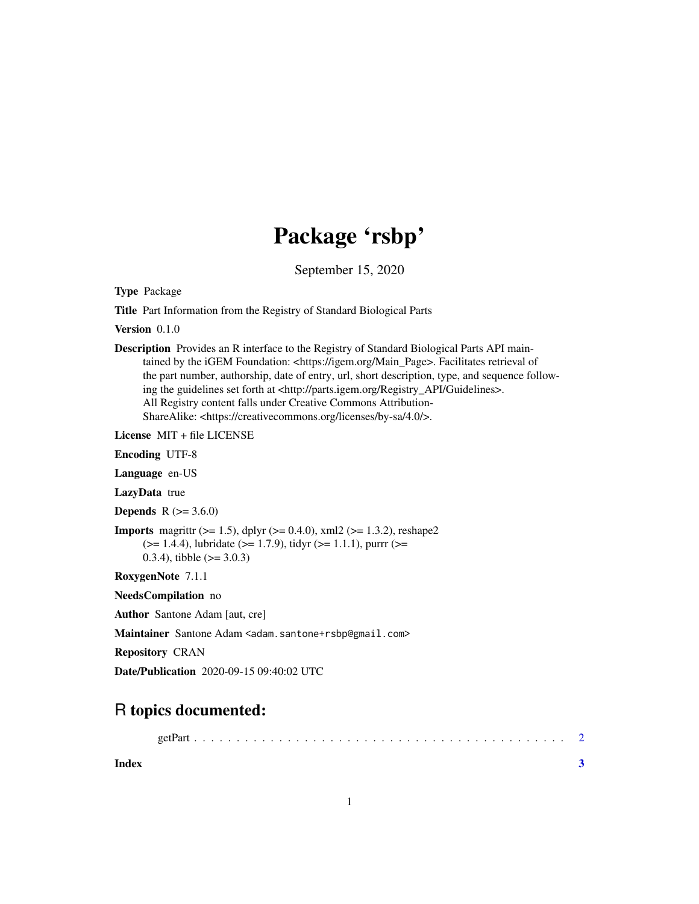# Package 'rsbp'

September 15, 2020

**Type** Package

**Title** Part Information from the Registry of Standard Biological Parts

**Version** 0.1.0

**Description** Provides an R interface to the Registry of Standard Biological Parts API maintained by the iGEM Foundation: <https://igem.org/Main_Page>. Facilitates retrieval of the part number, authorship, date of entry, url, short description, type, and sequence following the guidelines set forth at <http://parts.igem.org/Registry_API/Guidelines>. All Registry content falls under Creative Commons Attribution-ShareAlike: <https://creativecommons.org/licenses/by-sa/4.0/>.

**License** MIT + file LICENSE

**Encoding** UTF-8

**Language** en-US

**LazyData** true

**Depends** R (>= 3.6.0)

**Imports** magrittr (>= 1.5), dplyr (>= 0.4.0), xml2 (>= 1.3.2), reshape2 (>= 1.4.4), lubridate (>= 1.7.9), tidyr (>= 1.1.1), purrr (>= 0.3.4), tibble (>= 3.0.3)

**RoxygenNote** 7.1.1

**NeedsCompilation** no

**Author** Santone Adam [aut, cre]

**Maintainer** Santone Adam <adam.santone+rsbp@gmail.com>

**Repository** CRAN

**Date/Publication** 2020-09-15 09:40:02 UTC

## R topics documented:

getPart . . . . . . . . . . . . . . . . . . . . . . . . . . . . . . . . . . . . . . . . . . . 2

**Index** **3**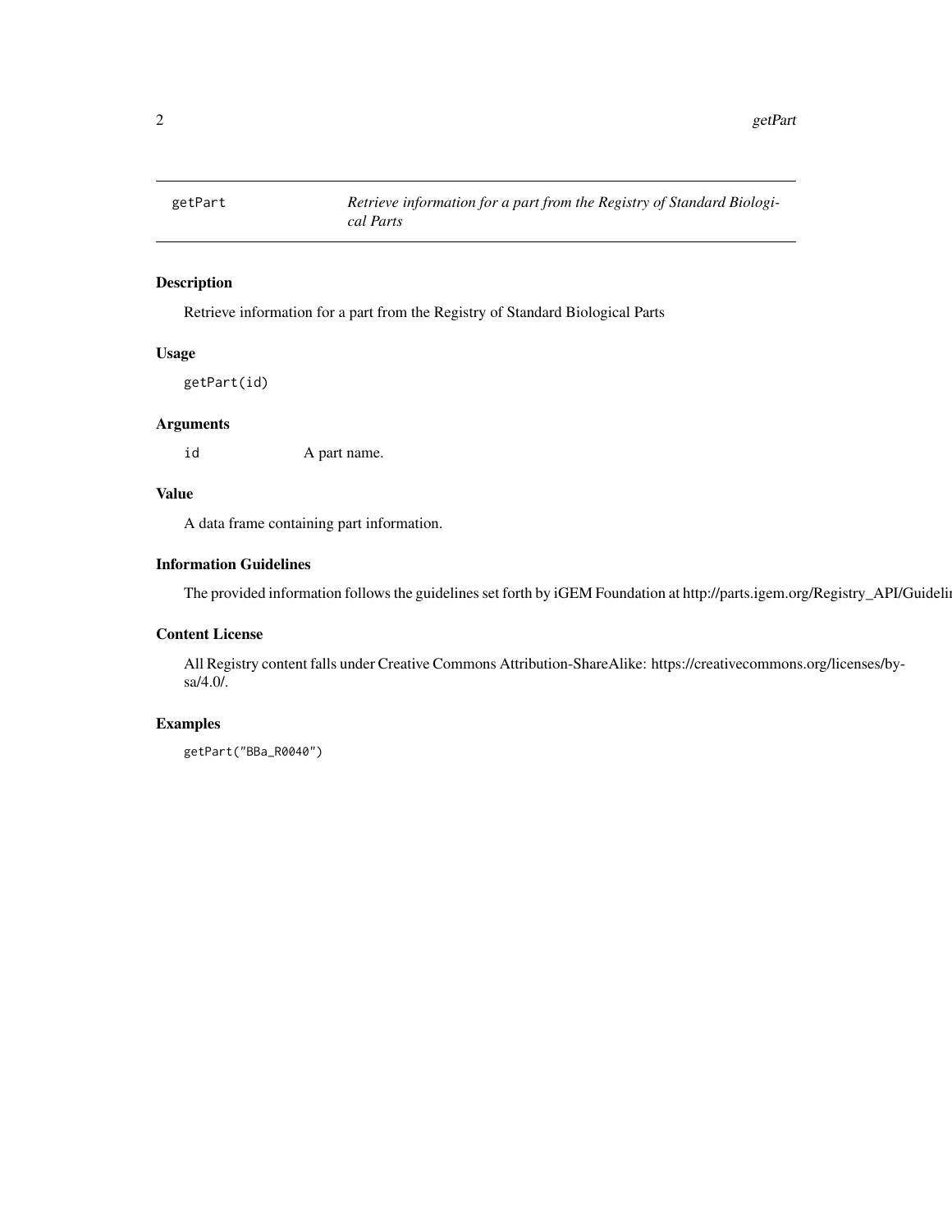## getPart — *Retrieve information for a part from the Registry of Standard Biological Parts*

### Description

Retrieve information for a part from the Registry of Standard Biological Parts

### Usage

```
getPart(id)
```

### Arguments

| | |
|---|---|
| id | A part name. |

### Value

A data frame containing part information.

### Information Guidelines

The provided information follows the guidelines set forth by iGEM Foundation at http://parts.igem.org/Registry_API/Guidelii

### Content License

All Registry content falls under Creative Commons Attribution-ShareAlike: https://creativecommons.org/licenses/by-sa/4.0/.

### Examples

```
getPart("BBa_R0040")
```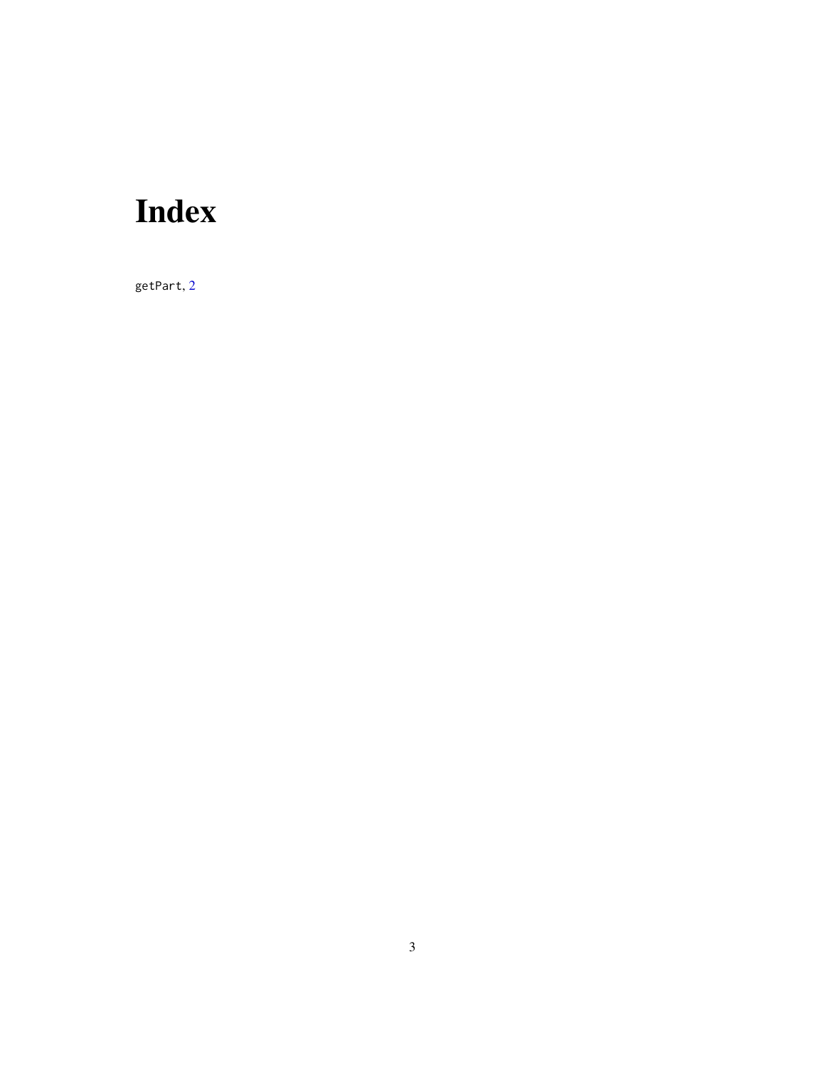# Index

`getPart`, 2